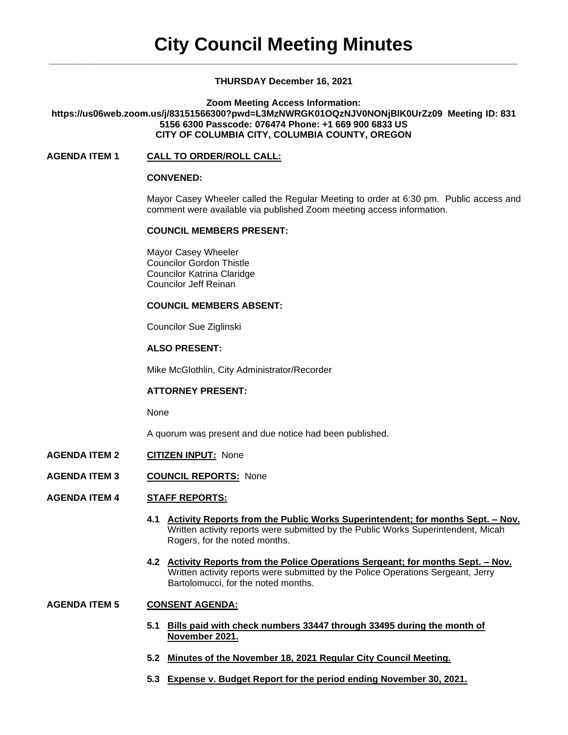# City Council Meeting Minutes

**THURSDAY December 16, 2021**

**Zoom Meeting Access Information:**
**https://us06web.zoom.us/j/83151566300?pwd=L3MzNWRGK01OQzNJV0NONjBlK0UrZz09 Meeting ID: 831 5156 6300 Passcode: 076474 Phone: +1 669 900 6833 US**
**CITY OF COLUMBIA CITY, COLUMBIA COUNTY, OREGON**

**AGENDA ITEM 1** **CALL TO ORDER/ROLL CALL:**

**CONVENED:**

Mayor Casey Wheeler called the Regular Meeting to order at 6:30 pm. Public access and comment were available via published Zoom meeting access information.

**COUNCIL MEMBERS PRESENT:**

Mayor Casey Wheeler
Councilor Gordon Thistle
Councilor Katrina Claridge
Councilor Jeff Reinan

**COUNCIL MEMBERS ABSENT:**

Councilor Sue Ziglinski

**ALSO PRESENT:**

Mike McGlothlin, City Administrator/Recorder

**ATTORNEY PRESENT:**

None

A quorum was present and due notice had been published.

**AGENDA ITEM 2** **CITIZEN INPUT:** None

**AGENDA ITEM 3** **COUNCIL REPORTS:** None

**AGENDA ITEM 4** **STAFF REPORTS:**

**4.1 Activity Reports from the Public Works Superintendent; for months Sept. – Nov.**
Written activity reports were submitted by the Public Works Superintendent, Micah Rogers, for the noted months.

**4.2 Activity Reports from the Police Operations Sergeant; for months Sept. – Nov.**
Written activity reports were submitted by the Police Operations Sergeant, Jerry Bartolomucci, for the noted months.

**AGENDA ITEM 5** **CONSENT AGENDA:**

**5.1 Bills paid with check numbers 33447 through 33495 during the month of November 2021.**

**5.2 Minutes of the November 18, 2021 Regular City Council Meeting.**

**5.3 Expense v. Budget Report for the period ending November 30, 2021.**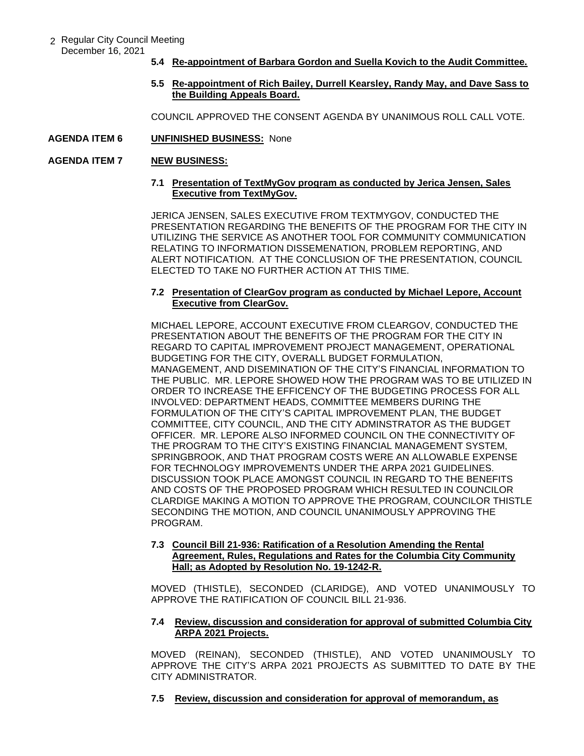**5.4 Re-appointment of Barbara Gordon and Suella Kovich to the Audit Committee.**

**5.5 Re-appointment of Rich Bailey, Durrell Kearsley, Randy May, and Dave Sass to the Building Appeals Board.**

COUNCIL APPROVED THE CONSENT AGENDA BY UNANIMOUS ROLL CALL VOTE.

**AGENDA ITEM 6 UNFINISHED BUSINESS:** None

**AGENDA ITEM 7 NEW BUSINESS:**

**7.1 Presentation of TextMyGov program as conducted by Jerica Jensen, Sales Executive from TextMyGov.**

JERICA JENSEN, SALES EXECUTIVE FROM TEXTMYGOV, CONDUCTED THE PRESENTATION REGARDING THE BENEFITS OF THE PROGRAM FOR THE CITY IN UTILIZING THE SERVICE AS ANOTHER TOOL FOR COMMUNITY COMMUNICATION RELATING TO INFORMATION DISSEMENATION, PROBLEM REPORTING, AND ALERT NOTIFICATION. AT THE CONCLUSION OF THE PRESENTATION, COUNCIL ELECTED TO TAKE NO FURTHER ACTION AT THIS TIME.

**7.2 Presentation of ClearGov program as conducted by Michael Lepore, Account Executive from ClearGov.**

MICHAEL LEPORE, ACCOUNT EXECUTIVE FROM CLEARGOV, CONDUCTED THE PRESENTATION ABOUT THE BENEFITS OF THE PROGRAM FOR THE CITY IN REGARD TO CAPITAL IMPROVEMENT PROJECT MANAGEMENT, OPERATIONAL BUDGETING FOR THE CITY, OVERALL BUDGET FORMULATION, MANAGEMENT, AND DISEMINATION OF THE CITY'S FINANCIAL INFORMATION TO THE PUBLIC. MR. LEPORE SHOWED HOW THE PROGRAM WAS TO BE UTILIZED IN ORDER TO INCREASE THE EFFICENCY OF THE BUDGETING PROCESS FOR ALL INVOLVED: DEPARTMENT HEADS, COMMITTEE MEMBERS DURING THE FORMULATION OF THE CITY'S CAPITAL IMPROVEMENT PLAN, THE BUDGET COMMITTEE, CITY COUNCIL, AND THE CITY ADMINSTRATOR AS THE BUDGET OFFICER. MR. LEPORE ALSO INFORMED COUNCIL ON THE CONNECTIVITY OF THE PROGRAM TO THE CITY'S EXISTING FINANCIAL MANAGEMENT SYSTEM, SPRINGBROOK, AND THAT PROGRAM COSTS WERE AN ALLOWABLE EXPENSE FOR TECHNOLOGY IMPROVEMENTS UNDER THE ARPA 2021 GUIDELINES. DISCUSSION TOOK PLACE AMONGST COUNCIL IN REGARD TO THE BENEFITS AND COSTS OF THE PROPOSED PROGRAM WHICH RESULTED IN COUNCILOR CLARDIGE MAKING A MOTION TO APPROVE THE PROGRAM, COUNCILOR THISTLE SECONDING THE MOTION, AND COUNCIL UNANIMOUSLY APPROVING THE PROGRAM.

**7.3 Council Bill 21-936: Ratification of a Resolution Amending the Rental Agreement, Rules, Regulations and Rates for the Columbia City Community Hall; as Adopted by Resolution No. 19-1242-R.**

MOVED (THISTLE), SECONDED (CLARIDGE), AND VOTED UNANIMOUSLY TO APPROVE THE RATIFICATION OF COUNCIL BILL 21-936.

**7.4 Review, discussion and consideration for approval of submitted Columbia City ARPA 2021 Projects.**

MOVED (REINAN), SECONDED (THISTLE), AND VOTED UNANIMOUSLY TO APPROVE THE CITY'S ARPA 2021 PROJECTS AS SUBMITTED TO DATE BY THE CITY ADMINISTRATOR.

**7.5 Review, discussion and consideration for approval of memorandum, as**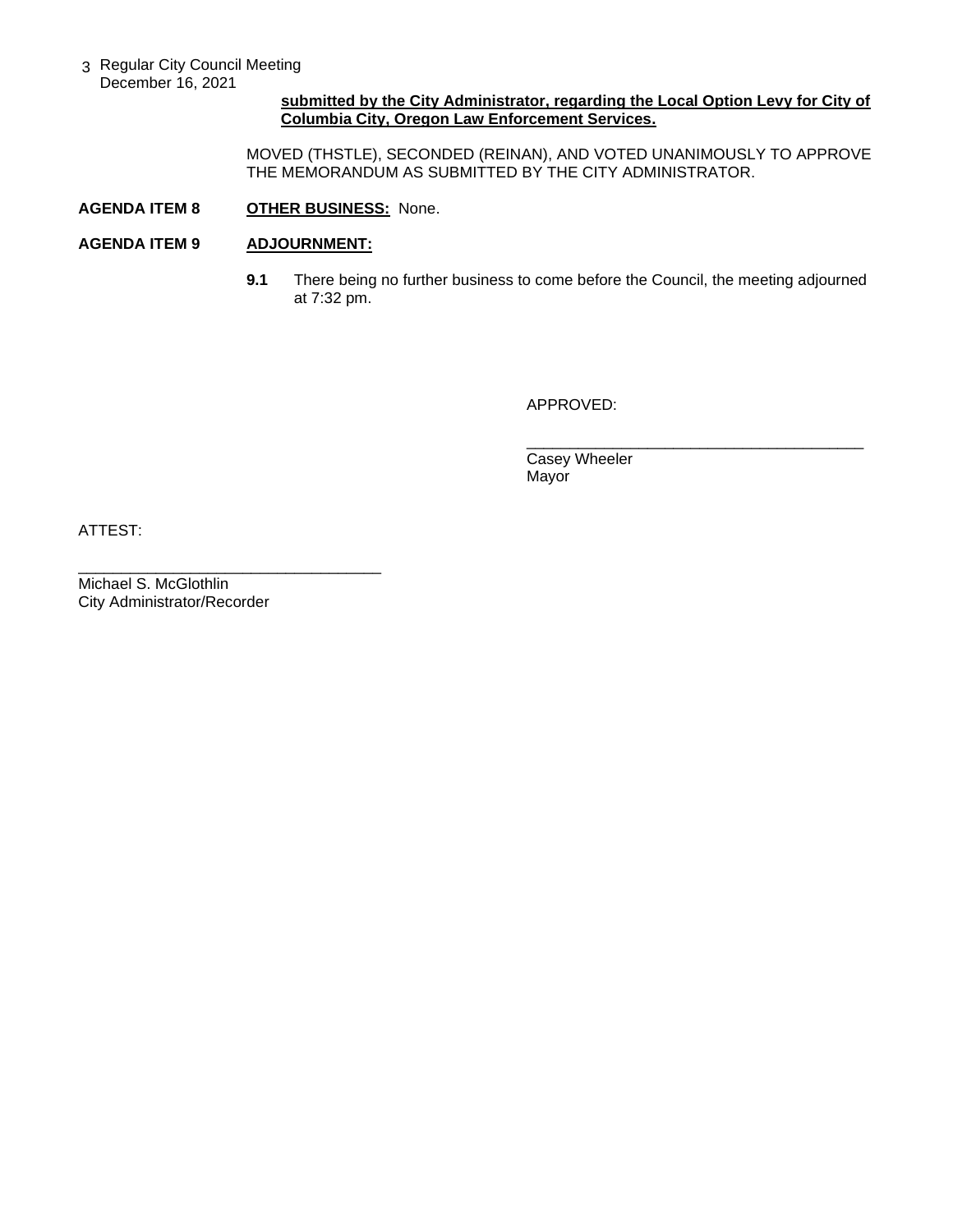**submitted by the City Administrator, regarding the Local Option Levy for City of Columbia City, Oregon Law Enforcement Services.**

MOVED (THSTLE), SECONDED (REINAN), AND VOTED UNANIMOUSLY TO APPROVE THE MEMORANDUM AS SUBMITTED BY THE CITY ADMINISTRATOR.

**AGENDA ITEM 8** **OTHER BUSINESS:** None.

**AGENDA ITEM 9** **ADJOURNMENT:**

**9.1** There being no further business to come before the Council, the meeting adjourned at 7:32 pm.

APPROVED:

________________________________________
Casey Wheeler
Mayor

ATTEST:

___________________________________
Michael S. McGlothlin
City Administrator/Recorder